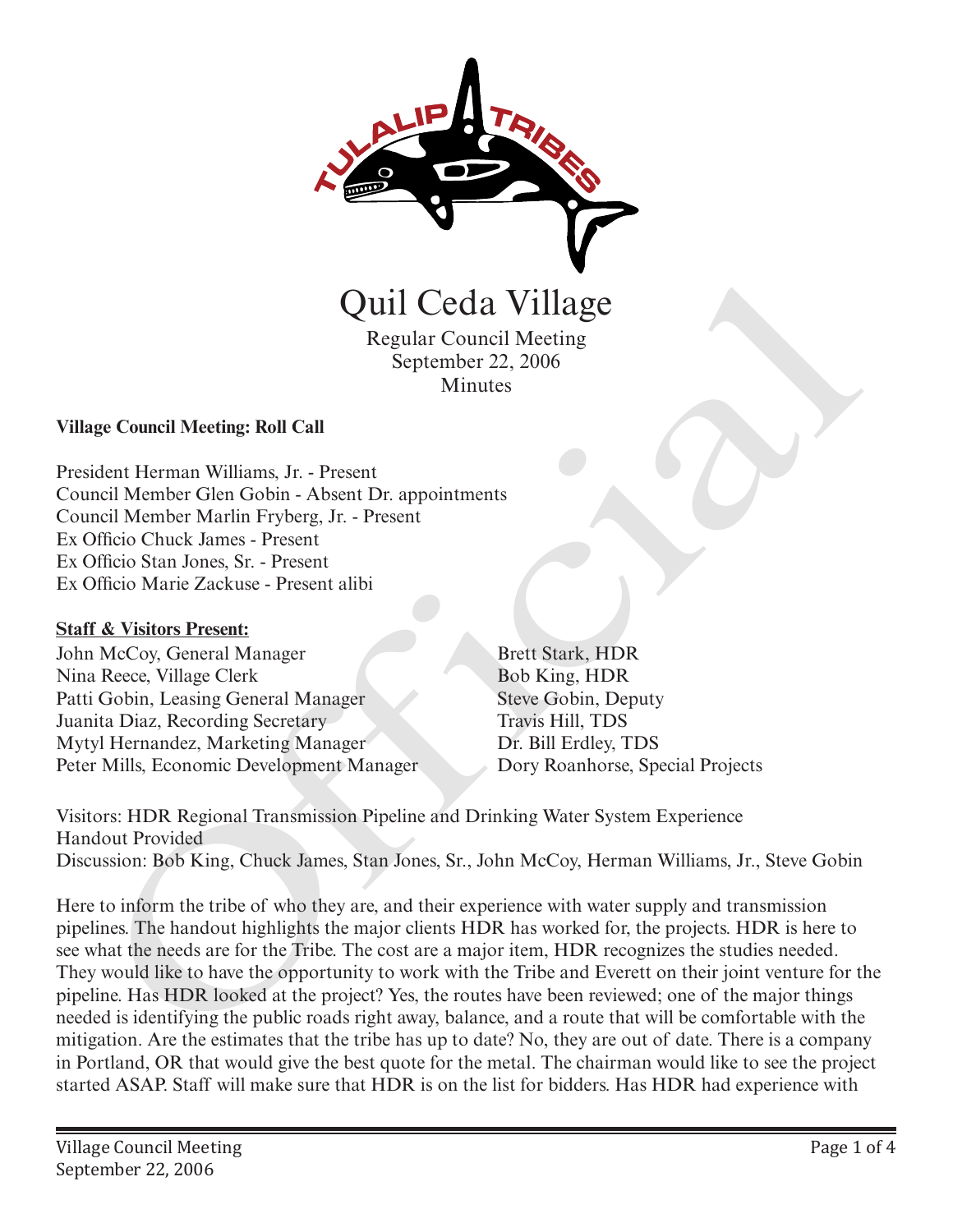# Quil Ceda Village

Regular Council Meeting
September 22, 2006
Minutes

**Village Council Meeting: Roll Call**

President Herman Williams, Jr. - Present
Council Member Glen Gobin - Absent Dr. appointments
Council Member Marlin Fryberg, Jr. - Present
Ex Officio Chuck James - Present
Ex Officio Stan Jones, Sr. - Present
Ex Officio Marie Zackuse - Present alibi

**Staff & Visitors Present:**

John McCoy, General Manager
Nina Reece, Village Clerk
Patti Gobin, Leasing General Manager
Juanita Diaz, Recording Secretary
Mytyl Hernandez, Marketing Manager
Peter Mills, Economic Development Manager
Brett Stark, HDR
Bob King, HDR
Steve Gobin, Deputy
Travis Hill, TDS
Dr. Bill Erdley, TDS
Dory Roanhorse, Special Projects

Visitors: HDR Regional Transmission Pipeline and Drinking Water System Experience
Handout Provided
Discussion: Bob King, Chuck James, Stan Jones, Sr., John McCoy, Herman Williams, Jr., Steve Gobin

Here to inform the tribe of who they are, and their experience with water supply and transmission pipelines. The handout highlights the major clients HDR has worked for, the projects. HDR is here to see what the needs are for the Tribe. The cost are a major item, HDR recognizes the studies needed. They would like to have the opportunity to work with the Tribe and Everett on their joint venture for the pipeline. Has HDR looked at the project? Yes, the routes have been reviewed; one of the major things needed is identifying the public roads right away, balance, and a route that will be comfortable with the mitigation. Are the estimates that the tribe has up to date? No, they are out of date. There is a company in Portland, OR that would give the best quote for the metal. The chairman would like to see the project started ASAP. Staff will make sure that HDR is on the list for bidders. Has HDR had experience with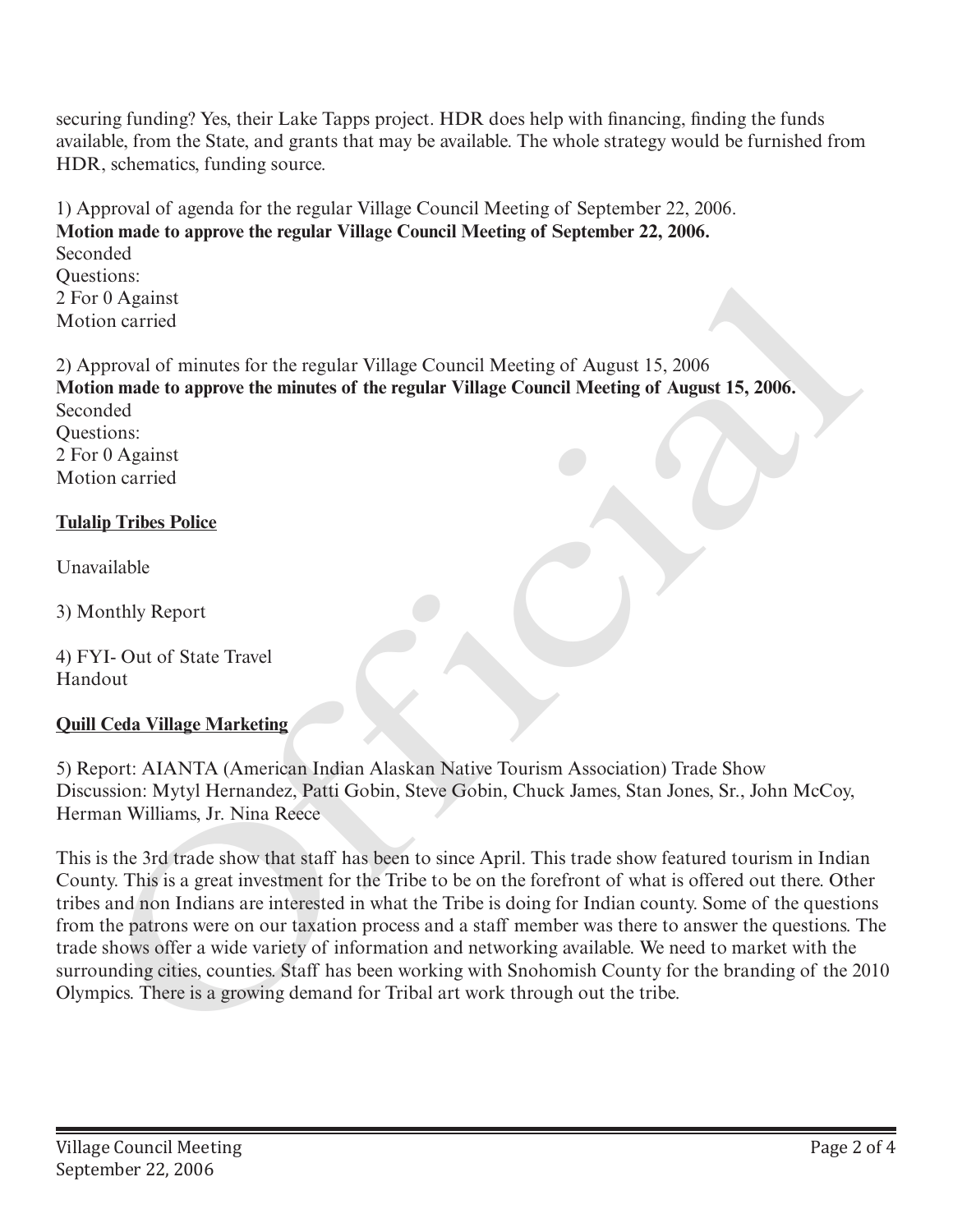securing funding? Yes, their Lake Tapps project. HDR does help with financing, finding the funds available, from the State, and grants that may be available. The whole strategy would be furnished from HDR, schematics, funding source.

1) Approval of agenda for the regular Village Council Meeting of September 22, 2006.
**Motion made to approve the regular Village Council Meeting of September 22, 2006.**
Seconded
Questions:
2 For 0 Against
Motion carried

2) Approval of minutes for the regular Village Council Meeting of August 15, 2006
**Motion made to approve the minutes of the regular Village Council Meeting of August 15, 2006.**
Seconded
Questions:
2 For 0 Against
Motion carried

**Tulalip Tribes Police**

Unavailable

3) Monthly Report

4) FYI- Out of State Travel
Handout

**Quill Ceda Village Marketing**

5) Report: AIANTA (American Indian Alaskan Native Tourism Association) Trade Show
Discussion: Mytyl Hernandez, Patti Gobin, Steve Gobin, Chuck James, Stan Jones, Sr., John McCoy, Herman Williams, Jr. Nina Reece

This is the 3rd trade show that staff has been to since April. This trade show featured tourism in Indian County. This is a great investment for the Tribe to be on the forefront of what is offered out there. Other tribes and non Indians are interested in what the Tribe is doing for Indian county. Some of the questions from the patrons were on our taxation process and a staff member was there to answer the questions. The trade shows offer a wide variety of information and networking available. We need to market with the surrounding cities, counties. Staff has been working with Snohomish County for the branding of the 2010 Olympics. There is a growing demand for Tribal art work through out the tribe.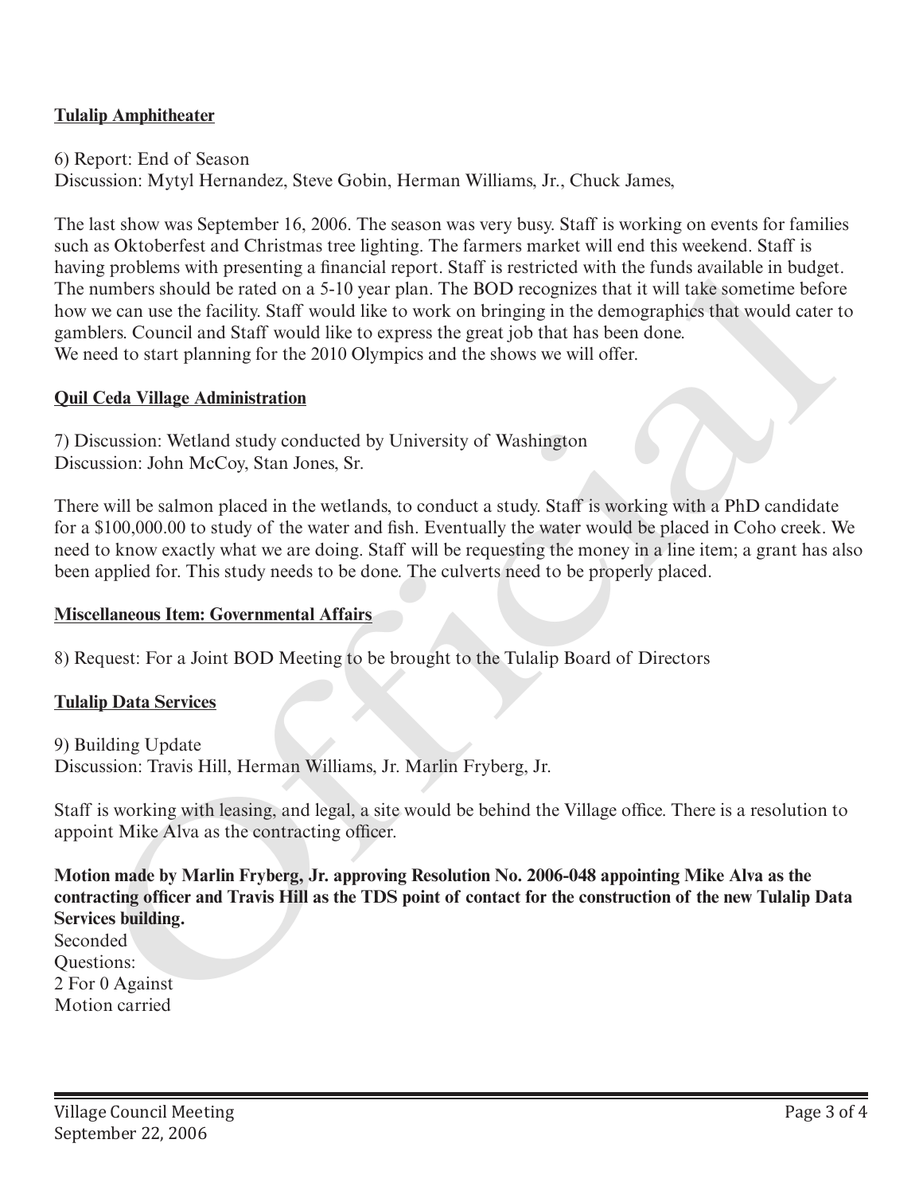**Tulalip Amphitheater**

6) Report: End of Season
Discussion: Mytyl Hernandez, Steve Gobin, Herman Williams, Jr., Chuck James,

The last show was September 16, 2006. The season was very busy. Staff is working on events for families such as Oktoberfest and Christmas tree lighting. The farmers market will end this weekend. Staff is having problems with presenting a financial report. Staff is restricted with the funds available in budget. The numbers should be rated on a 5-10 year plan. The BOD recognizes that it will take sometime before how we can use the facility. Staff would like to work on bringing in the demographics that would cater to gamblers. Council and Staff would like to express the great job that has been done.
We need to start planning for the 2010 Olympics and the shows we will offer.

**Quil Ceda Village Administration**

7) Discussion: Wetland study conducted by University of Washington
Discussion: John McCoy, Stan Jones, Sr.

There will be salmon placed in the wetlands, to conduct a study. Staff is working with a PhD candidate for a $100,000.00 to study of the water and fish. Eventually the water would be placed in Coho creek. We need to know exactly what we are doing. Staff will be requesting the money in a line item; a grant has also been applied for. This study needs to be done. The culverts need to be properly placed.

**Miscellaneous Item: Governmental Affairs**

8) Request: For a Joint BOD Meeting to be brought to the Tulalip Board of Directors

**Tulalip Data Services**

9) Building Update
Discussion: Travis Hill, Herman Williams, Jr. Marlin Fryberg, Jr.

Staff is working with leasing, and legal, a site would be behind the Village office. There is a resolution to appoint Mike Alva as the contracting officer.

**Motion made by Marlin Fryberg, Jr. approving Resolution No. 2006-048 appointing Mike Alva as the contracting officer and Travis Hill as the TDS point of contact for the construction of the new Tulalip Data Services building.**
Seconded
Questions:
2 For 0 Against
Motion carried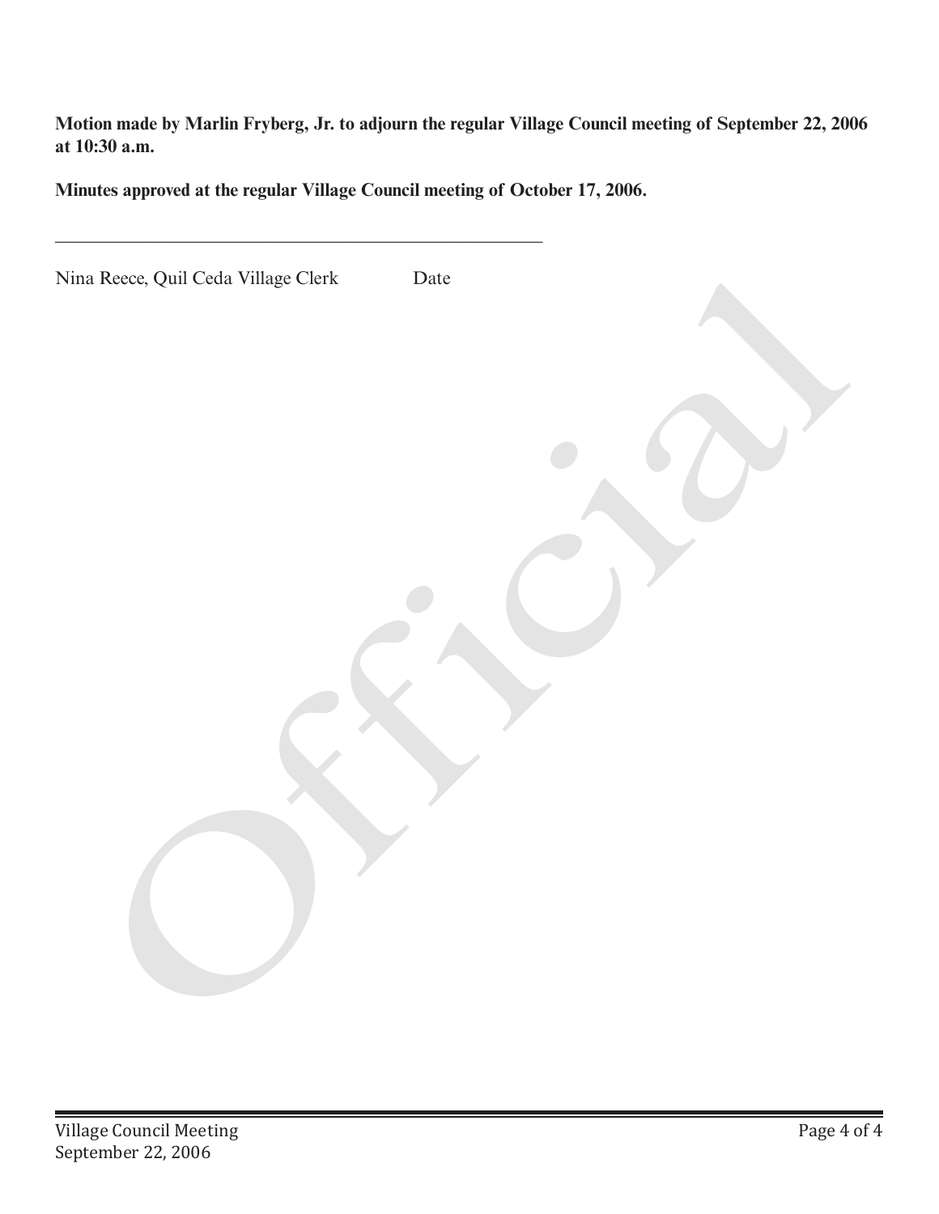**Motion made by Marlin Fryberg, Jr. to adjourn the regular Village Council meeting of September 22, 2006 at 10:30 a.m.**

**Minutes approved at the regular Village Council meeting of October 17, 2006.**

\_\_\_\_\_\_\_\_\_\_\_\_\_\_\_\_\_\_\_\_\_\_\_\_\_\_\_\_\_\_\_\_\_\_\_\_\_\_\_\_\_\_\_\_\_\_\_\_\_\_\_\_\_\_\_\_

Nina Reece, Quil Ceda Village Clerk    Date